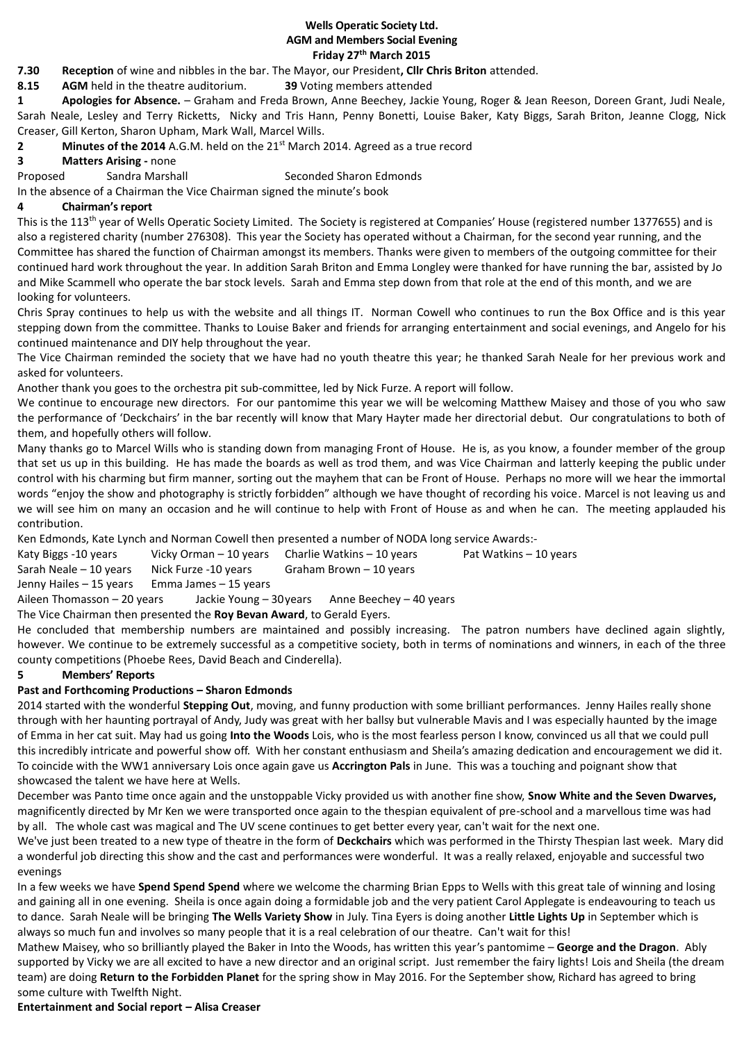**Wells Operatic Society Ltd.**
**AGM and Members Social Evening**
**Friday 27th March 2015**

**7.30 Reception** of wine and nibbles in the bar. The Mayor, our President**, Cllr Chris Briton** attended.

**8.15 AGM** held in the theatre auditorium. **39** Voting members attended

**1 Apologies for Absence.** – Graham and Freda Brown, Anne Beechey, Jackie Young, Roger & Jean Reeson, Doreen Grant, Judi Neale, Sarah Neale, Lesley and Terry Ricketts, Nicky and Tris Hann, Penny Bonetti, Louise Baker, Katy Biggs, Sarah Briton, Jeanne Clogg, Nick Creaser, Gill Kerton, Sharon Upham, Mark Wall, Marcel Wills.

**2 Minutes of the 2014** A.G.M. held on the 21st March 2014. Agreed as a true record

**3 Matters Arising -** none

Proposed Sandra Marshall Seconded Sharon Edmonds

In the absence of a Chairman the Vice Chairman signed the minute's book

**4 Chairman's report**

This is the 113th year of Wells Operatic Society Limited. The Society is registered at Companies' House (registered number 1377655) and is also a registered charity (number 276308). This year the Society has operated without a Chairman, for the second year running, and the Committee has shared the function of Chairman amongst its members. Thanks were given to members of the outgoing committee for their continued hard work throughout the year. In addition Sarah Briton and Emma Longley were thanked for have running the bar, assisted by Jo and Mike Scammell who operate the bar stock levels. Sarah and Emma step down from that role at the end of this month, and we are looking for volunteers.

Chris Spray continues to help us with the website and all things IT. Norman Cowell who continues to run the Box Office and is this year stepping down from the committee. Thanks to Louise Baker and friends for arranging entertainment and social evenings, and Angelo for his continued maintenance and DIY help throughout the year.

The Vice Chairman reminded the society that we have had no youth theatre this year; he thanked Sarah Neale for her previous work and asked for volunteers.

Another thank you goes to the orchestra pit sub-committee, led by Nick Furze. A report will follow.

We continue to encourage new directors. For our pantomime this year we will be welcoming Matthew Maisey and those of you who saw the performance of 'Deckchairs' in the bar recently will know that Mary Hayter made her directorial debut. Our congratulations to both of them, and hopefully others will follow.

Many thanks go to Marcel Wills who is standing down from managing Front of House. He is, as you know, a founder member of the group that set us up in this building. He has made the boards as well as trod them, and was Vice Chairman and latterly keeping the public under control with his charming but firm manner, sorting out the mayhem that can be Front of House. Perhaps no more will we hear the immortal words "enjoy the show and photography is strictly forbidden" although we have thought of recording his voice. Marcel is not leaving us and we will see him on many an occasion and he will continue to help with Front of House as and when he can. The meeting applauded his contribution.

Ken Edmonds, Kate Lynch and Norman Cowell then presented a number of NODA long service Awards:-

Katy Biggs -10 years Vicky Orman – 10 years Charlie Watkins – 10 years Pat Watkins – 10 years
Sarah Neale – 10 years Nick Furze -10 years Graham Brown – 10 years
Jenny Hailes – 15 years Emma James – 15 years
Aileen Thomasson – 20 years Jackie Young – 30years Anne Beechey – 40 years

The Vice Chairman then presented the **Roy Bevan Award**, to Gerald Eyers.

He concluded that membership numbers are maintained and possibly increasing. The patron numbers have declined again slightly, however. We continue to be extremely successful as a competitive society, both in terms of nominations and winners, in each of the three county competitions (Phoebe Rees, David Beach and Cinderella).

**5 Members' Reports**

**Past and Forthcoming Productions – Sharon Edmonds**

2014 started with the wonderful **Stepping Out**, moving, and funny production with some brilliant performances. Jenny Hailes really shone through with her haunting portrayal of Andy, Judy was great with her ballsy but vulnerable Mavis and I was especially haunted by the image of Emma in her cat suit. May had us going **Into the Woods** Lois, who is the most fearless person I know, convinced us all that we could pull this incredibly intricate and powerful show off. With her constant enthusiasm and Sheila's amazing dedication and encouragement we did it. To coincide with the WW1 anniversary Lois once again gave us **Accrington Pals** in June. This was a touching and poignant show that showcased the talent we have here at Wells.

December was Panto time once again and the unstoppable Vicky provided us with another fine show, **Snow White and the Seven Dwarves,** magnificently directed by Mr Ken we were transported once again to the thespian equivalent of pre-school and a marvellous time was had by all. The whole cast was magical and The UV scene continues to get better every year, can't wait for the next one.

We've just been treated to a new type of theatre in the form of **Deckchairs** which was performed in the Thirsty Thespian last week. Mary did a wonderful job directing this show and the cast and performances were wonderful. It was a really relaxed, enjoyable and successful two evenings

In a few weeks we have **Spend Spend Spend** where we welcome the charming Brian Epps to Wells with this great tale of winning and losing and gaining all in one evening. Sheila is once again doing a formidable job and the very patient Carol Applegate is endeavouring to teach us to dance. Sarah Neale will be bringing **The Wells Variety Show** in July. Tina Eyers is doing another **Little Lights Up** in September which is always so much fun and involves so many people that it is a real celebration of our theatre. Can't wait for this!

Mathew Maisey, who so brilliantly played the Baker in Into the Woods, has written this year's pantomime – **George and the Dragon**. Ably supported by Vicky we are all excited to have a new director and an original script. Just remember the fairy lights! Lois and Sheila (the dream team) are doing **Return to the Forbidden Planet** for the spring show in May 2016. For the September show, Richard has agreed to bring some culture with Twelfth Night.

**Entertainment and Social report – Alisa Creaser**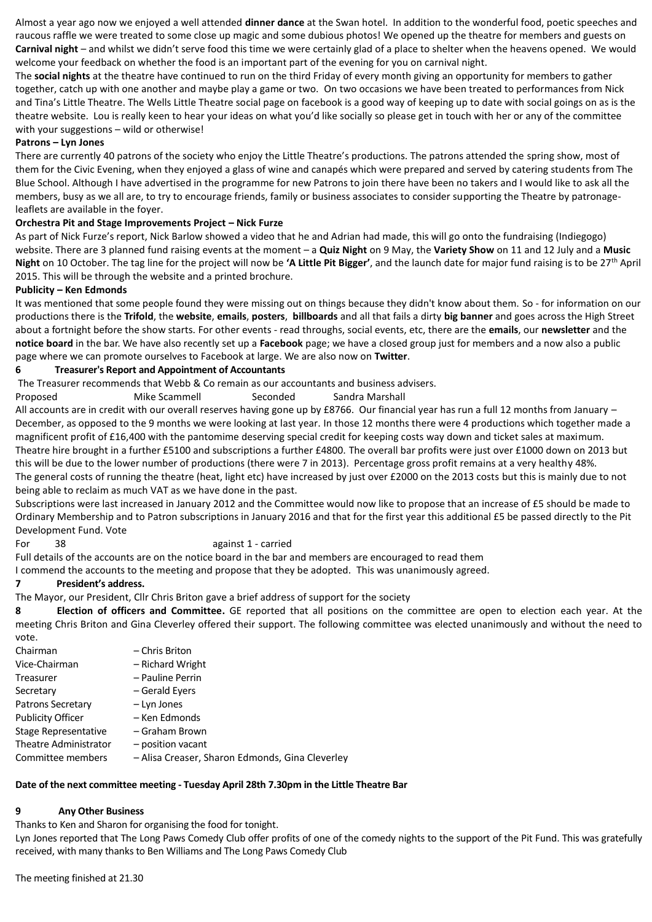Almost a year ago now we enjoyed a well attended **dinner dance** at the Swan hotel. In addition to the wonderful food, poetic speeches and raucous raffle we were treated to some close up magic and some dubious photos! We opened up the theatre for members and guests on **Carnival night** – and whilst we didn't serve food this time we were certainly glad of a place to shelter when the heavens opened. We would welcome your feedback on whether the food is an important part of the evening for you on carnival night.

The **social nights** at the theatre have continued to run on the third Friday of every month giving an opportunity for members to gather together, catch up with one another and maybe play a game or two. On two occasions we have been treated to performances from Nick and Tina's Little Theatre. The Wells Little Theatre social page on facebook is a good way of keeping up to date with social goings on as is the theatre website. Lou is really keen to hear your ideas on what you'd like socially so please get in touch with her or any of the committee with your suggestions – wild or otherwise!

**Patrons – Lyn Jones**

There are currently 40 patrons of the society who enjoy the Little Theatre's productions. The patrons attended the spring show, most of them for the Civic Evening, when they enjoyed a glass of wine and canapés which were prepared and served by catering students from The Blue School. Although I have advertised in the programme for new Patrons to join there have been no takers and I would like to ask all the members, busy as we all are, to try to encourage friends, family or business associates to consider supporting the Theatre by patronage-leaflets are available in the foyer.

**Orchestra Pit and Stage Improvements Project – Nick Furze**

As part of Nick Furze's report, Nick Barlow showed a video that he and Adrian had made, this will go onto the fundraising (Indiegogo) website. There are 3 planned fund raising events at the moment – a **Quiz Night** on 9 May, the **Variety Show** on 11 and 12 July and a **Music Night** on 10 October. The tag line for the project will now be **'A Little Pit Bigger'**, and the launch date for major fund raising is to be 27th April 2015. This will be through the website and a printed brochure.

**Publicity – Ken Edmonds**

It was mentioned that some people found they were missing out on things because they didn't know about them. So - for information on our productions there is the **Trifold**, the **website**, **emails**, **posters**, **billboards** and all that fails a dirty **big banner** and goes across the High Street about a fortnight before the show starts. For other events - read throughs, social events, etc, there are the **emails**, our **newsletter** and the **notice board** in the bar. We have also recently set up a **Facebook** page; we have a closed group just for members and a now also a public page where we can promote ourselves to Facebook at large. We are also now on **Twitter**.

## 6 Treasurer's Report and Appointment of Accountants

The Treasurer recommends that Webb & Co remain as our accountants and business advisers.

Proposed Mike Scammell Seconded Sandra Marshall

All accounts are in credit with our overall reserves having gone up by £8766. Our financial year has run a full 12 months from January – December, as opposed to the 9 months we were looking at last year. In those 12 months there were 4 productions which together made a magnificent profit of £16,400 with the pantomime deserving special credit for keeping costs way down and ticket sales at maximum. Theatre hire brought in a further £5100 and subscriptions a further £4800. The overall bar profits were just over £1000 down on 2013 but this will be due to the lower number of productions (there were 7 in 2013). Percentage gross profit remains at a very healthy 48%. The general costs of running the theatre (heat, light etc) have increased by just over £2000 on the 2013 costs but this is mainly due to not being able to reclaim as much VAT as we have done in the past.

Subscriptions were last increased in January 2012 and the Committee would now like to propose that an increase of £5 should be made to Ordinary Membership and to Patron subscriptions in January 2016 and that for the first year this additional £5 be passed directly to the Pit Development Fund. Vote

For 38 against 1 - carried

Full details of the accounts are on the notice board in the bar and members are encouraged to read them

I commend the accounts to the meeting and propose that they be adopted. This was unanimously agreed.

## 7 President's address.

The Mayor, our President, Cllr Chris Briton gave a brief address of support for the society

**8 Election of officers and Committee.** GE reported that all positions on the committee are open to election each year. At the meeting Chris Briton and Gina Cleverley offered their support. The following committee was elected unanimously and without the need to vote.

| | |
|---|---|
| Chairman | – Chris Briton |
| Vice-Chairman | – Richard Wright |
| Treasurer | – Pauline Perrin |
| Secretary | – Gerald Eyers |
| Patrons Secretary | – Lyn Jones |
| Publicity Officer | – Ken Edmonds |
| Stage Representative | – Graham Brown |
| Theatre Administrator | – position vacant |
| Committee members | – Alisa Creaser, Sharon Edmonds, Gina Cleverley |

**Date of the next committee meeting - Tuesday April 28th 7.30pm in the Little Theatre Bar**

## 9 Any Other Business

Thanks to Ken and Sharon for organising the food for tonight.

Lyn Jones reported that The Long Paws Comedy Club offer profits of one of the comedy nights to the support of the Pit Fund. This was gratefully received, with many thanks to Ben Williams and The Long Paws Comedy Club

The meeting finished at 21.30